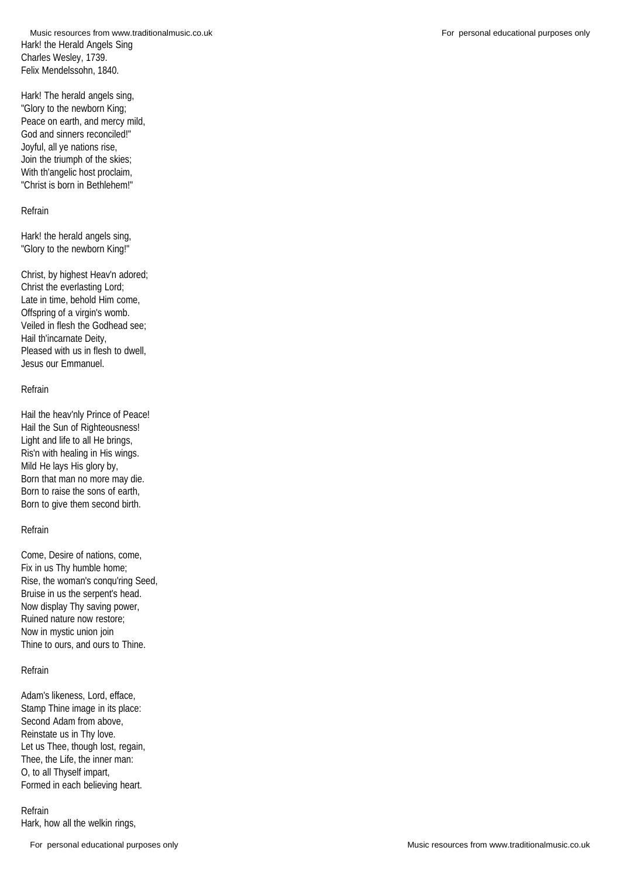Hark! the Herald Angels Sing
Charles Wesley, 1739.
Felix Mendelssohn, 1840.

Hark! The herald angels sing,
"Glory to the newborn King;
Peace on earth, and mercy mild,
God and sinners reconciled!"
Joyful, all ye nations rise,
Join the triumph of the skies;
With th'angelic host proclaim,
"Christ is born in Bethlehem!"

Refrain

Hark! the herald angels sing,
"Glory to the newborn King!"

Christ, by highest Heav'n adored;
Christ the everlasting Lord;
Late in time, behold Him come,
Offspring of a virgin's womb.
Veiled in flesh the Godhead see;
Hail th'incarnate Deity,
Pleased with us in flesh to dwell,
Jesus our Emmanuel.

Refrain

Hail the heav'nly Prince of Peace!
Hail the Sun of Righteousness!
Light and life to all He brings,
Ris'n with healing in His wings.
Mild He lays His glory by,
Born that man no more may die.
Born to raise the sons of earth,
Born to give them second birth.

Refrain

Come, Desire of nations, come,
Fix in us Thy humble home;
Rise, the woman's conqu'ring Seed,
Bruise in us the serpent's head.
Now display Thy saving power,
Ruined nature now restore;
Now in mystic union join
Thine to ours, and ours to Thine.

Refrain

Adam's likeness, Lord, efface,
Stamp Thine image in its place:
Second Adam from above,
Reinstate us in Thy love.
Let us Thee, though lost, regain,
Thee, the Life, the inner man:
O, to all Thyself impart,
Formed in each believing heart.

Refrain
Hark, how all the welkin rings,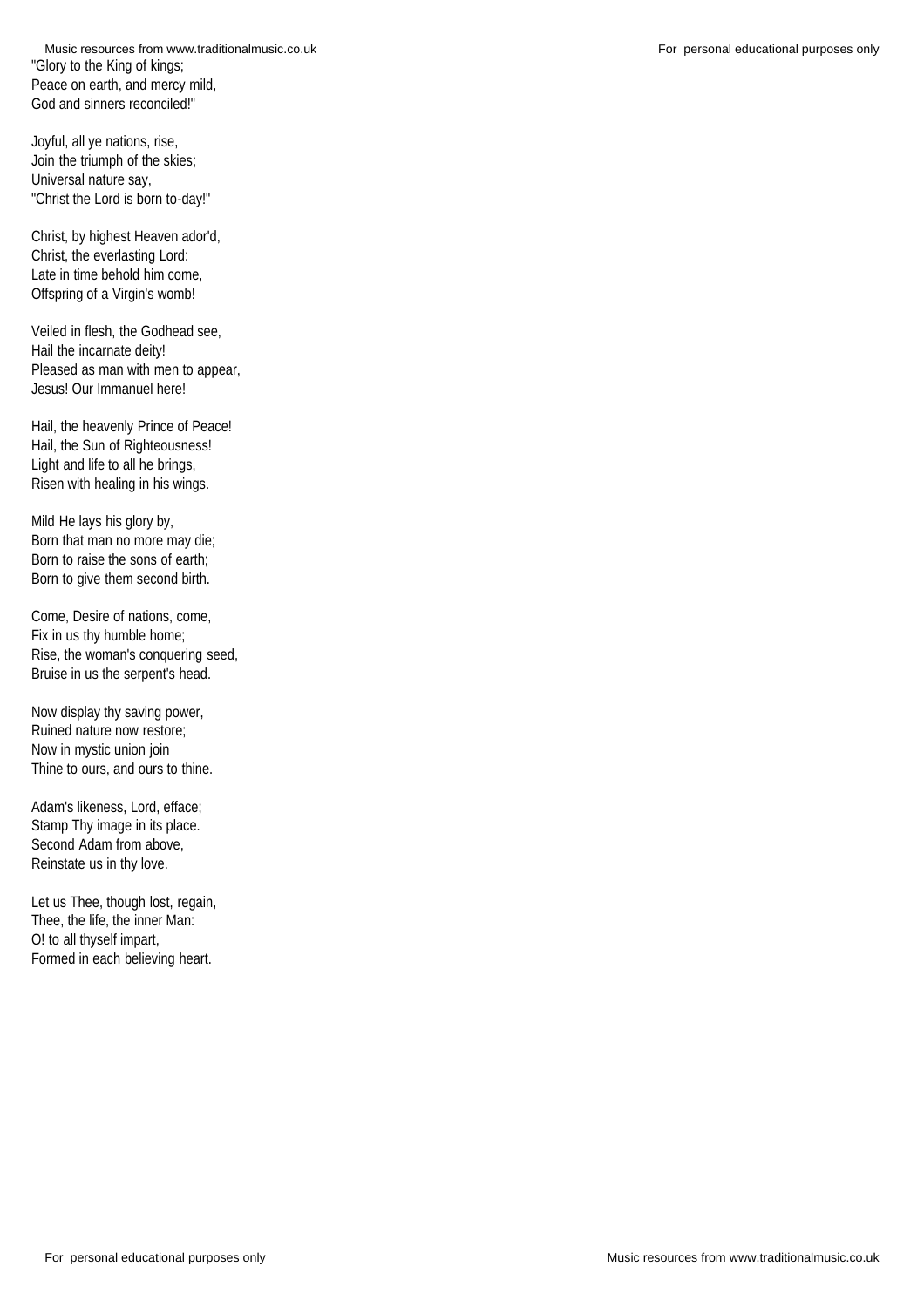"Glory to the King of kings;
Peace on earth, and mercy mild,
God and sinners reconciled!"

Joyful, all ye nations, rise,
Join the triumph of the skies;
Universal nature say,
"Christ the Lord is born to-day!"

Christ, by highest Heaven ador'd,
Christ, the everlasting Lord:
Late in time behold him come,
Offspring of a Virgin's womb!

Veiled in flesh, the Godhead see,
Hail the incarnate deity!
Pleased as man with men to appear,
Jesus! Our Immanuel here!

Hail, the heavenly Prince of Peace!
Hail, the Sun of Righteousness!
Light and life to all he brings,
Risen with healing in his wings.

Mild He lays his glory by,
Born that man no more may die;
Born to raise the sons of earth;
Born to give them second birth.

Come, Desire of nations, come,
Fix in us thy humble home;
Rise, the woman's conquering seed,
Bruise in us the serpent's head.

Now display thy saving power,
Ruined nature now restore;
Now in mystic union join
Thine to ours, and ours to thine.

Adam's likeness, Lord, efface;
Stamp Thy image in its place.
Second Adam from above,
Reinstate us in thy love.

Let us Thee, though lost, regain,
Thee, the life, the inner Man:
O! to all thyself impart,
Formed in each believing heart.